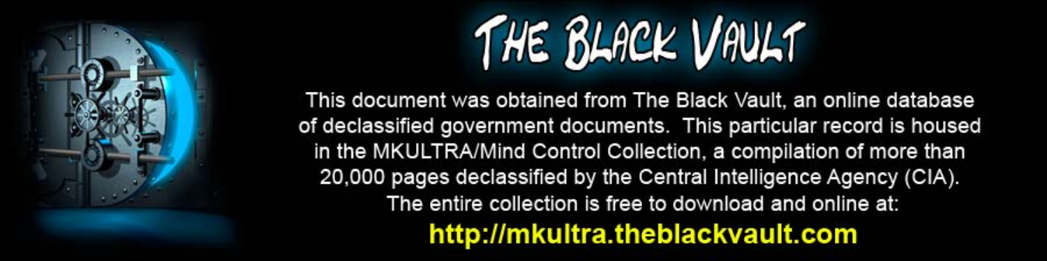# THE BLACK VAULT

This document was obtained from The Black Vault, an online database of declassified government documents. This particular record is housed in the MKULTRA/Mind Control Collection, a compilation of more than 20,000 pages declassified by the Central Intelligence Agency (CIA). The entire collection is free to download and online at:

**http://mkultra.theblackvault.com**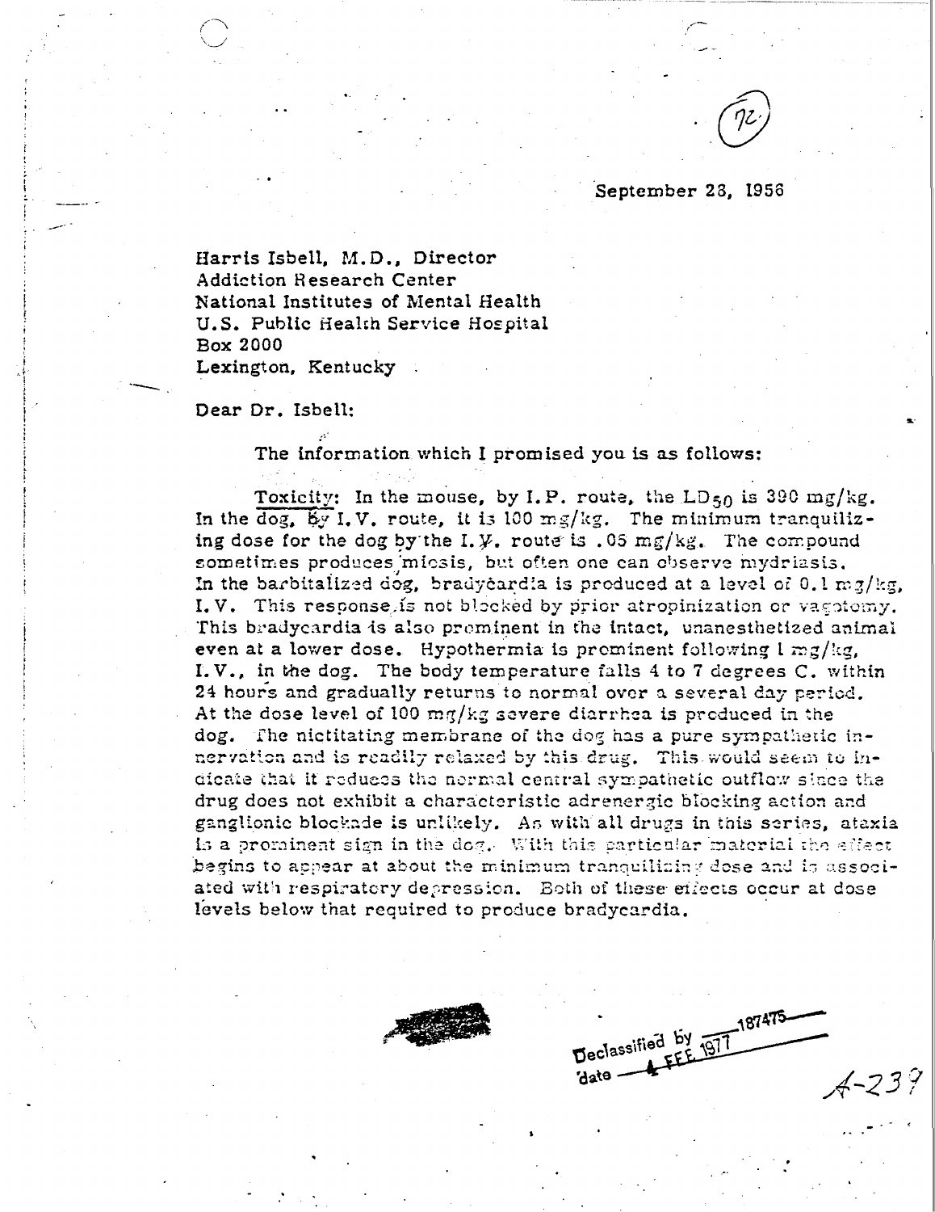September 28, 1956

Harris Isbell, M.D., Director
Addiction Research Center
National Institutes of Mental Health
U.S. Public Health Service Hospital
Box 2000
Lexington, Kentucky

Dear Dr. Isbell:

The information which I promised you is as follows:

Toxicity: In the mouse, by I.P. route, the $LD_{50}$ is 390 mg/kg. In the dog, by I.V. route, it is 100 mg/kg. The minimum tranquilizing dose for the dog by the I.V. route is .05 mg/kg. The compound sometimes produces miosis, but often one can observe mydriasis. In the barbitalized dog, bradycardia is produced at a level of 0.1 mg/kg, I.V. This response is not blocked by prior atropinization or vagotomy. This bradycardia is also prominent in the intact, unanesthetized animal even at a lower dose. Hypothermia is prominent following 1 mg/kg, I.V., in the dog. The body temperature falls 4 to 7 degrees C. within 24 hours and gradually returns to normal over a several day period. At the dose level of 100 mg/kg severe diarrhea is produced in the dog. The nictitating membrane of the dog has a pure sympathetic innervation and is readily relaxed by this drug. This would seem to indicate that it reduces the normal central sympathetic outflow since the drug does not exhibit a characteristic adrenergic blocking action and ganglionic blockade is unlikely. As with all drugs in this series, ataxia is a prominent sign in the dog. With this particular material the effect begins to appear at about the minimum tranquilizing dose and is associated with respiratory depression. Both of these effects occur at dose levels below that required to produce bradycardia.

Declassified by 187475
date 4 FEB 1977

A-239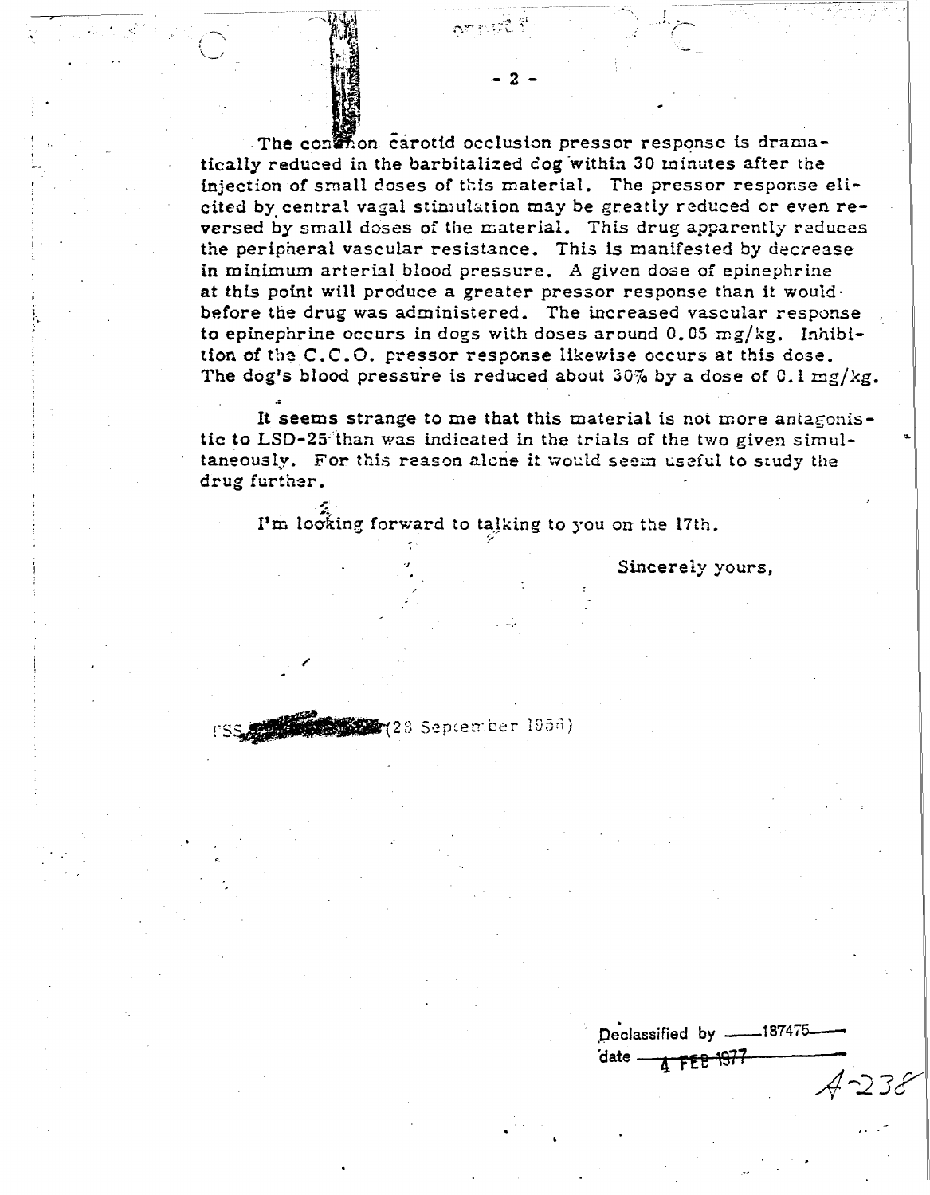The common carotid occlusion pressor response is dramatically reduced in the barbitalized dog within 30 minutes after the injection of small doses of this material. The pressor response elicited by central vagal stimulation may be greatly reduced or even reversed by small doses of the material. This drug apparently reduces the peripheral vascular resistance. This is manifested by decrease in minimum arterial blood pressure. A given dose of epinephrine at this point will produce a greater pressor response than it would before the drug was administered. The increased vascular response to epinephrine occurs in dogs with doses around 0.05 mg/kg. Inhibition of the C.C.O. pressor response likewise occurs at this dose. The dog's blood pressure is reduced about 30% by a dose of 0.1 mg/kg.

It seems strange to me that this material is not more antagonistic to LSD-25 than was indicated in the trials of the two given simultaneously. For this reason alone it would seem useful to study the drug further.

I'm looking forward to talking to you on the 17th.

Sincerely yours,

TSS (23 September 1955)

Declassified by 187475
date 4 FEB 1977

A-238